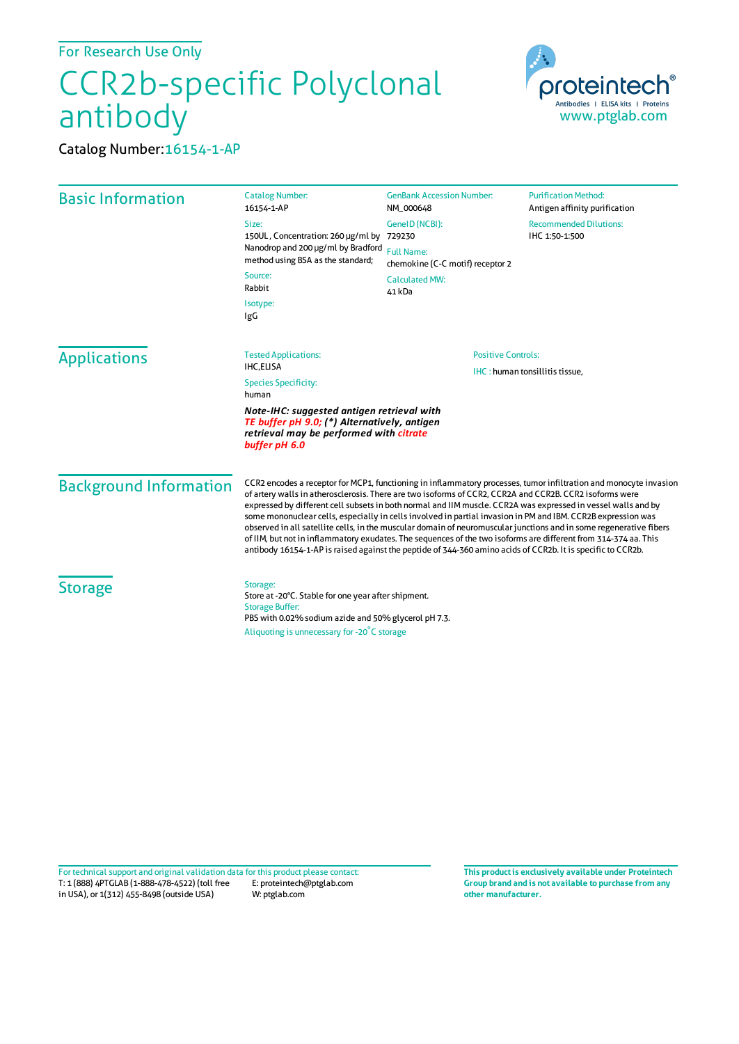For Research Use Only

# CCR2b-specific Polyclonal antibody

Catalog Number: 16154-1-AP

proteintech® Antibodies | ELISA kits | Proteins www.ptglab.com

## Basic Information

**Catalog Number:**
16154-1-AP

**Size:**
150UL , Concentration: 260 μg/ml by Nanodrop and 200 μg/ml by Bradford method using BSA as the standard;

**Source:**
Rabbit

**Isotype:**
IgG

**GenBank Accession Number:**
NM_000648

**GeneID (NCBI):**
729230

**Full Name:**
chemokine (C-C motif) receptor 2

**Calculated MW:**
41 kDa

**Purification Method:**
Antigen affinity purification

**Recommended Dilutions:**
IHC 1:50-1:500

## Applications

**Tested Applications:**
IHC,ELISA

**Species Specificity:**
human

***Note-IHC: suggested antigen retrieval with TE buffer pH 9.0; (\*) Alternatively, antigen retrieval may be performed with citrate buffer pH 6.0***

**Positive Controls:**

IHC : human tonsillitis tissue,

## Background Information

CCR2 encodes a receptor for MCP1, functioning in inflammatory processes, tumor infiltration and monocyte invasion of artery walls in atherosclerosis. There are two isoforms of CCR2, CCR2A and CCR2B. CCR2 isoforms were expressed by different cell subsets in both normal and IIM muscle. CCR2A was expressed in vessel walls and by some mononuclear cells, especially in cells involved in partial invasion in PM and IBM. CCR2B expression was observed in all satellite cells, in the muscular domain of neuromuscular junctions and in some regenerative fibers of IIM, but not in inflammatory exudates. The sequences of the two isoforms are different from 314-374 aa. This antibody 16154-1-AP is raised against the peptide of 344-360 amino acids of CCR2b. It is specific to CCR2b.

## Storage

**Storage:**
Store at -20°C. Stable for one year after shipment.

**Storage Buffer:**
PBS with 0.02% sodium azide and 50% glycerol pH 7.3.

Aliquoting is unnecessary for -20°C storage

For technical support and original validation data for this product please contact:
T: 1 (888) 4PTGLAB (1-888-478-4522) (toll free in USA), or 1(312) 455-8498 (outside USA)
E: proteintech@ptglab.com
W: ptglab.com

**This product is exclusively available under Proteintech Group brand and is not available to purchase from any other manufacturer.**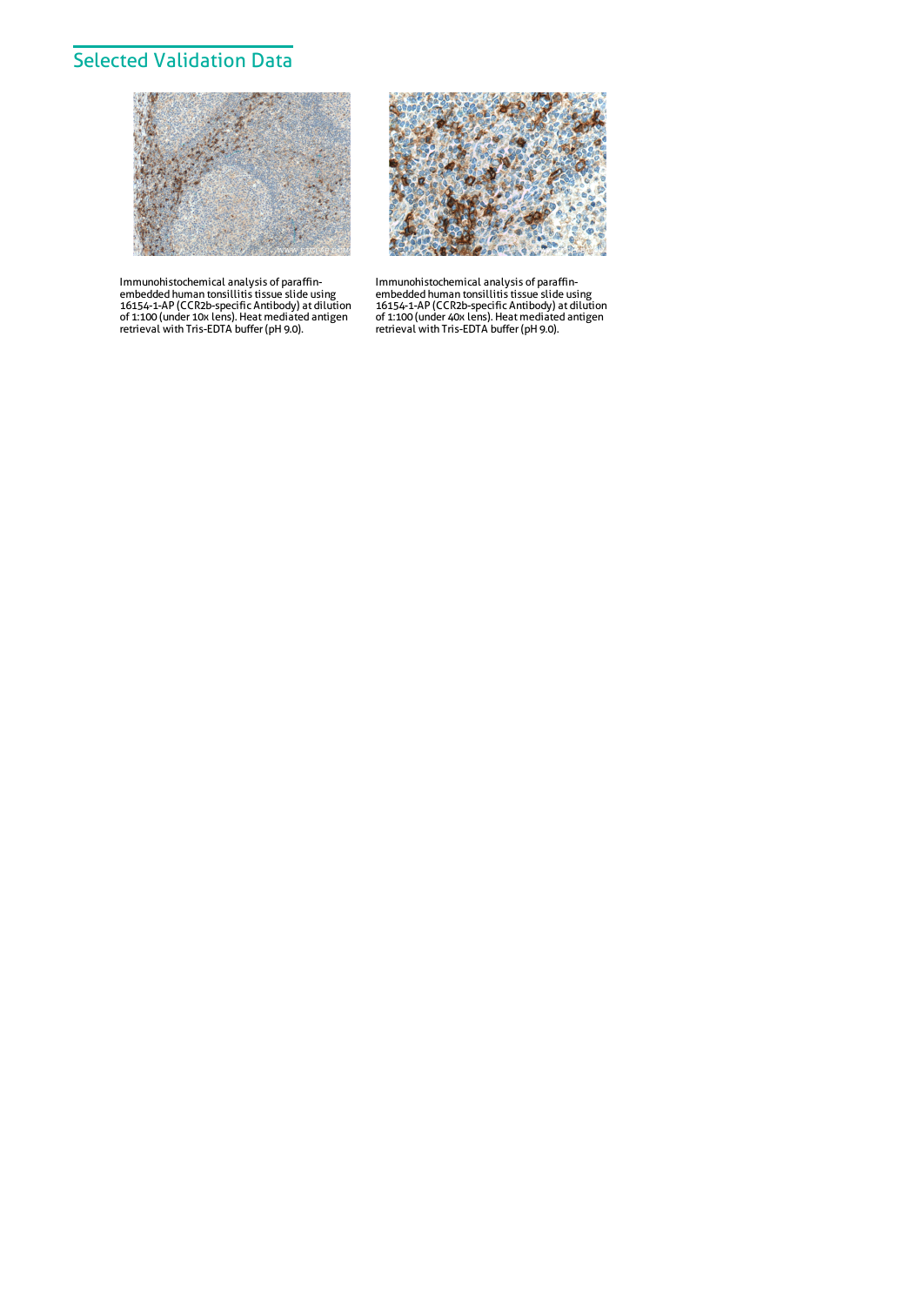## Selected Validation Data

Immunohistochemical analysis of paraffin-embedded human tonsillitis tissue slide using 16154-1-AP (CCR2b-specific Antibody) at dilution of 1:100 (under 10x lens). Heat mediated antigen retrieval with Tris-EDTA buffer (pH 9.0).

Immunohistochemical analysis of paraffin-embedded human tonsillitis tissue slide using 16154-1-AP (CCR2b-specific Antibody) at dilution of 1:100 (under 40x lens). Heat mediated antigen retrieval with Tris-EDTA buffer (pH 9.0).